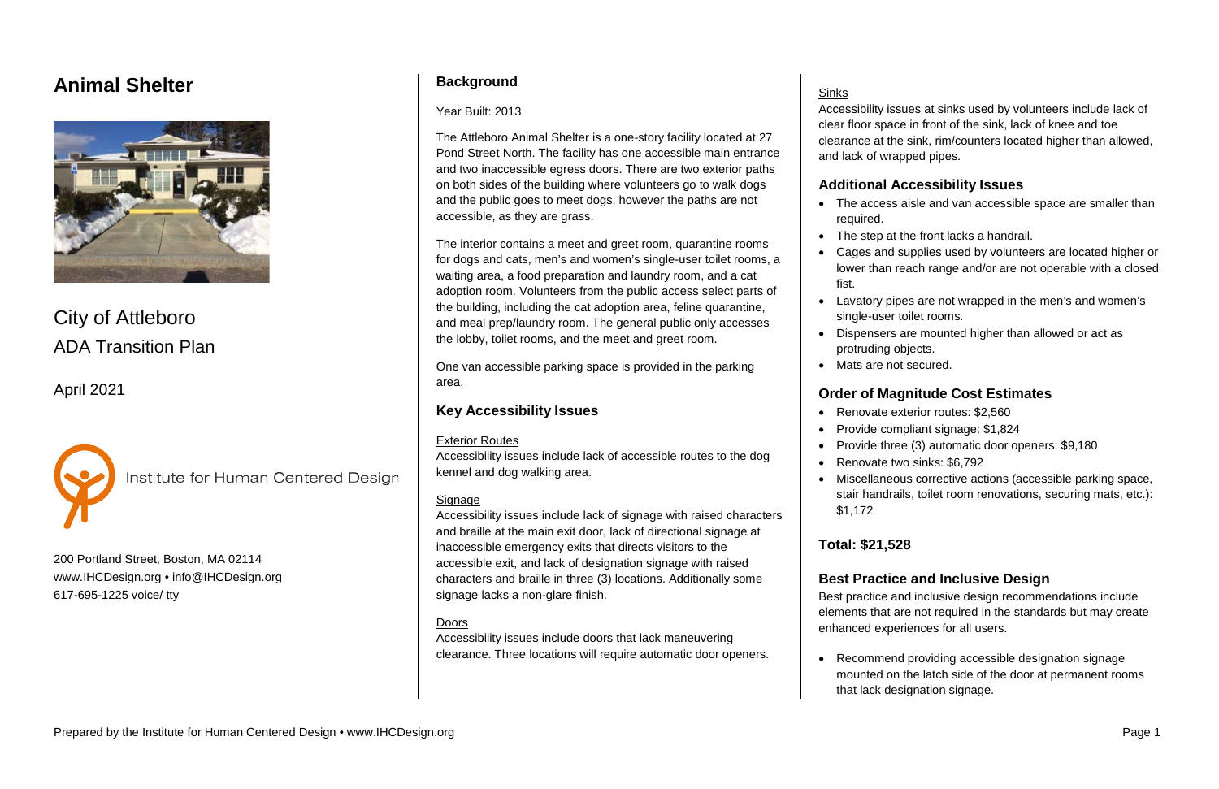# Animal Shelter

City of Attleboro
ADA Transition Plan

April 2021

Institute for Human Centered Design

200 Portland Street, Boston, MA 02114
www.IHCDesign.org • info@IHCDesign.org
617-695-1225 voice/ tty

## Background

Year Built: 2013

The Attleboro Animal Shelter is a one-story facility located at 27 Pond Street North. The facility has one accessible main entrance and two inaccessible egress doors. There are two exterior paths on both sides of the building where volunteers go to walk dogs and the public goes to meet dogs, however the paths are not accessible, as they are grass.

The interior contains a meet and greet room, quarantine rooms for dogs and cats, men's and women's single-user toilet rooms, a waiting area, a food preparation and laundry room, and a cat adoption room. Volunteers from the public access select parts of the building, including the cat adoption area, feline quarantine, and meal prep/laundry room. The general public only accesses the lobby, toilet rooms, and the meet and greet room.

One van accessible parking space is provided in the parking area.

## Key Accessibility Issues

Exterior Routes

Accessibility issues include lack of accessible routes to the dog kennel and dog walking area.

Signage

Accessibility issues include lack of signage with raised characters and braille at the main exit door, lack of directional signage at inaccessible emergency exits that directs visitors to the accessible exit, and lack of designation signage with raised characters and braille in three (3) locations. Additionally some signage lacks a non-glare finish.

Doors

Accessibility issues include doors that lack maneuvering clearance. Three locations will require automatic door openers.

Sinks

Accessibility issues at sinks used by volunteers include lack of clear floor space in front of the sink, lack of knee and toe clearance at the sink, rim/counters located higher than allowed, and lack of wrapped pipes.

## Additional Accessibility Issues

- The access aisle and van accessible space are smaller than required.
- The step at the front lacks a handrail.
- Cages and supplies used by volunteers are located higher or lower than reach range and/or are not operable with a closed fist.
- Lavatory pipes are not wrapped in the men's and women's single-user toilet rooms.
- Dispensers are mounted higher than allowed or act as protruding objects.
- Mats are not secured.

## Order of Magnitude Cost Estimates

- Renovate exterior routes: $2,560
- Provide compliant signage: $1,824
- Provide three (3) automatic door openers: $9,180
- Renovate two sinks: $6,792
- Miscellaneous corrective actions (accessible parking space, stair handrails, toilet room renovations, securing mats, etc.): $1,172

## Total: $21,528

## Best Practice and Inclusive Design

Best practice and inclusive design recommendations include elements that are not required in the standards but may create enhanced experiences for all users.

- Recommend providing accessible designation signage mounted on the latch side of the door at permanent rooms that lack designation signage.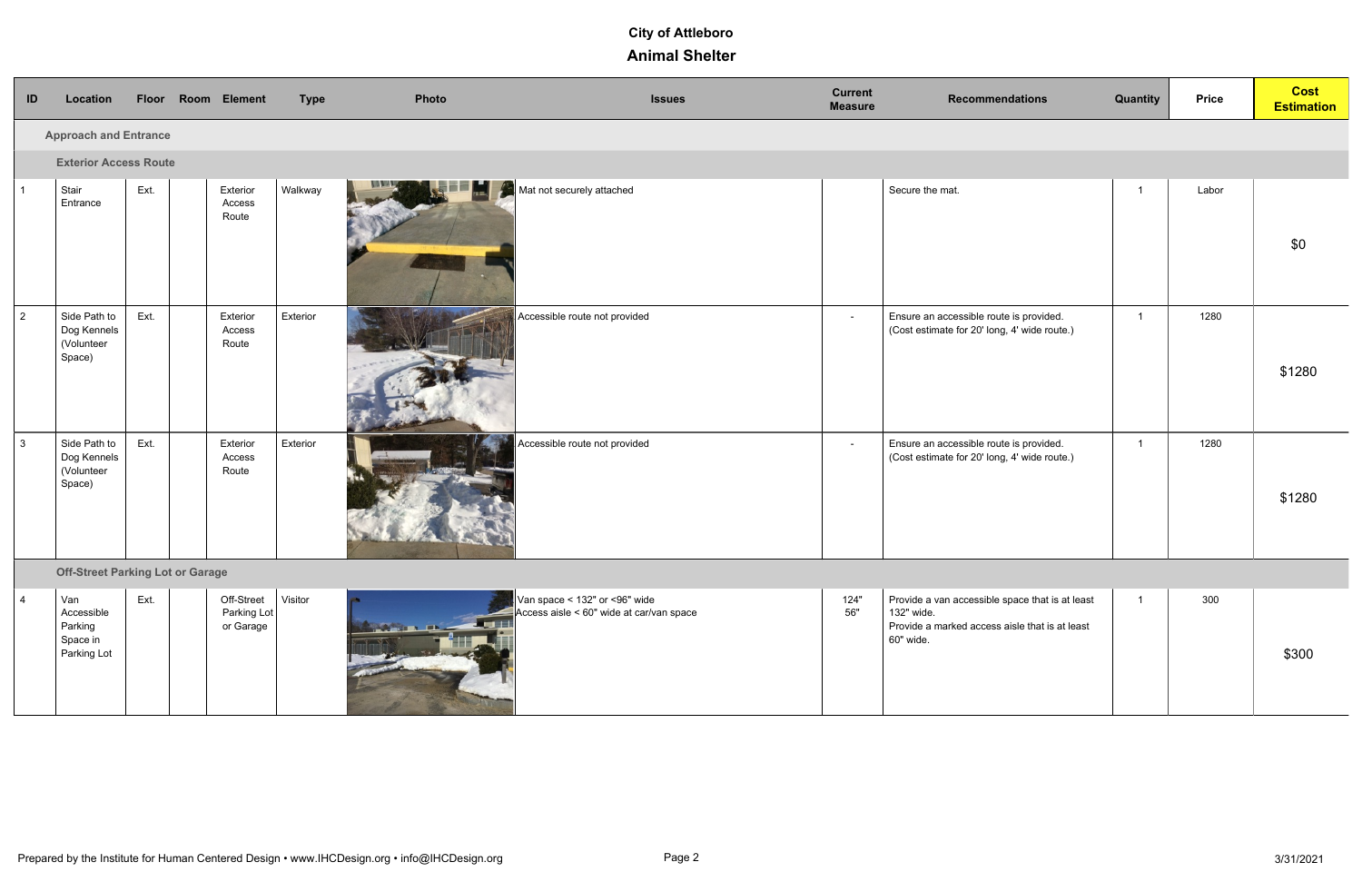# City of Attleboro

## Animal Shelter

| ID | Location | Floor | Room | Element | Type | Photo | Issues | Current Measure | Recommendations | Quantity | Price | Cost Estimation |
|---|---|---|---|---|---|---|---|---|---|---|---|---|
| **Approach and Entrance** | | | | | | | | | | | | |
| **Exterior Access Route** | | | | | | | | | | | | |
| 1 | Stair Entrance | Ext. | | Exterior Access Route | Walkway | | Mat not securely attached | | Secure the mat. | 1 | Labor | $0 |
| 2 | Side Path to Dog Kennels (Volunteer Space) | Ext. | | Exterior Access Route | Exterior | | Accessible route not provided | - | Ensure an accessible route is provided. (Cost estimate for 20' long, 4' wide route.) | 1 | 1280 | $1280 |
| 3 | Side Path to Dog Kennels (Volunteer Space) | Ext. | | Exterior Access Route | Exterior | | Accessible route not provided | - | Ensure an accessible route is provided. (Cost estimate for 20' long, 4' wide route.) | 1 | 1280 | $1280 |
| **Off-Street Parking Lot or Garage** | | | | | | | | | | | | |
| 4 | Van Accessible Parking Space in Parking Lot | Ext. | | Off-Street Parking Lot or Garage | Visitor | | Van space < 132" or <96" wide<br>Access aisle < 60" wide at car/van space | 124"<br>56" | Provide a van accessible space that is at least 132" wide.<br>Provide a marked access aisle that is at least 60" wide. | 1 | 300 | $300 |

Prepared by the Institute for Human Centered Design • www.IHCDesign.org • info@IHCDesign.org

3/31/2021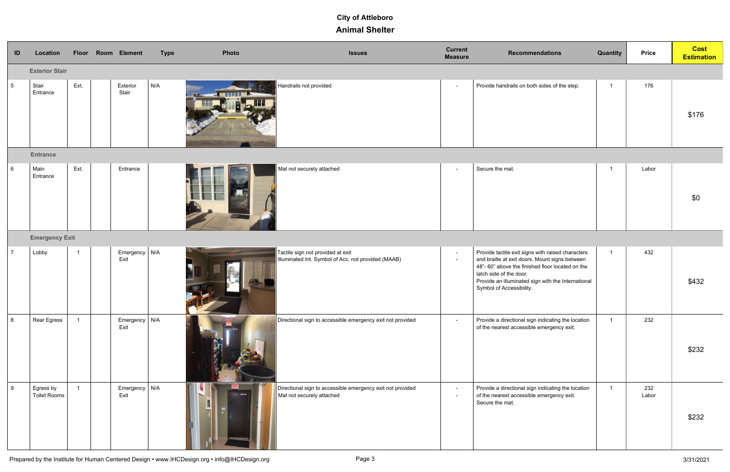# City of Attleboro

## Animal Shelter

| ID | Location | Floor | Room | Element | Type | Photo | Issues | Current Measure | Recommendations | Quantity | Price | Cost Estimation |
|---|---|---|---|---|---|---|---|---|---|---|---|---|
| | **Exterior Stair** | | | | | | | | | | | |
| 5 | Stair Entrance | Ext. | | Exterior Stair | N/A | | Handrails not provided | - | Provide handrails on both sides of the step. | 1 | 176 | $176 |
| | **Entrance** | | | | | | | | | | | |
| 6 | Main Entrance | Ext. | | Entrance | | | Mat not securely attached | - | Secure the mat. | 1 | Labor | $0 |
| | **Emergency Exit** | | | | | | | | | | | |
| 7 | Lobby | 1 | | Emergency Exit | N/A | | Tactile sign not provided at exit<br>Illuminated Int. Symbol of Acc. not provided (MAAB) | -<br>- | Provide tactile exit signs with raised characters and braille at exit doors. Mount signs between 48"- 60" above the finished floor located on the latch side of the door.<br>Provide an illuminated sign with the International Symbol of Accessibility. | 1 | 432 | $432 |
| 8 | Rear Egress | 1 | | Emergency Exit | N/A | | Directional sign to accessible emergency exit not provided | - | Provide a directional sign indicating the location of the nearest accessible emergency exit. | 1 | 232 | $232 |
| 9 | Egress by Toilet Rooms | 1 | | Emergency Exit | N/A | | Directional sign to accessible emergency exit not provided<br>Mat not securely attached | -<br>- | Provide a directional sign indicating the location of the nearest accessible emergency exit.<br>Secure the mat. | 1 | 232<br>Labor | $232 |

Prepared by the Institute for Human Centered Design • www.IHCDesign.org • info@IHCDesign.org

3/31/2021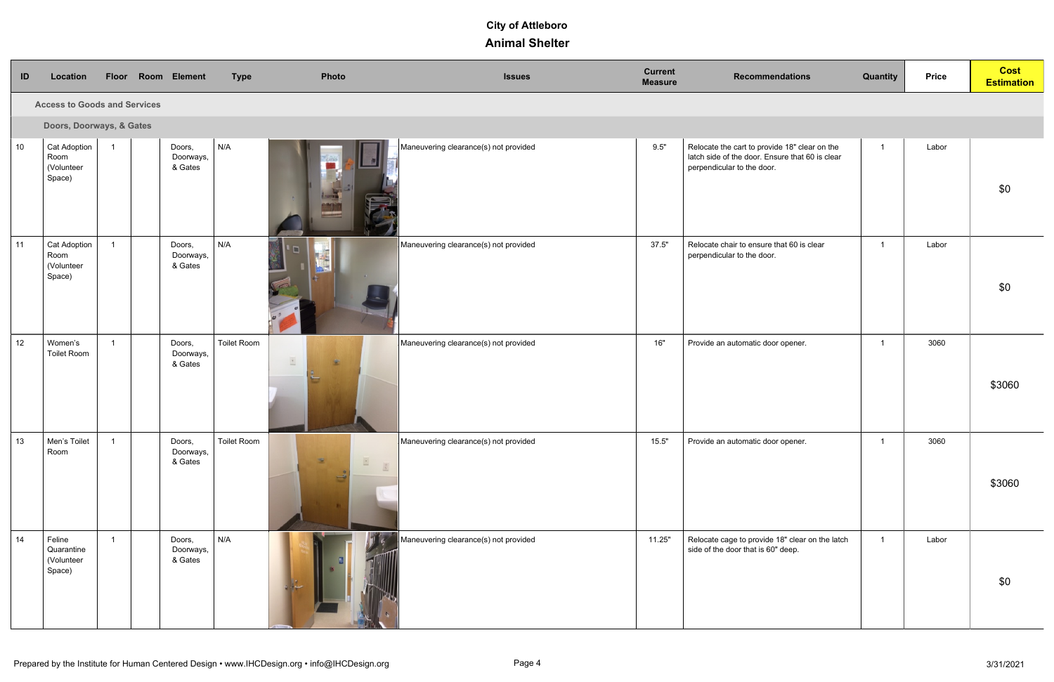# City of Attleboro

## Animal Shelter

| ID | Location | Floor | Room | Element | Type | Photo | Issues | Current Measure | Recommendations | Quantity | Price | Cost Estimation |
|---|---|---|---|---|---|---|---|---|---|---|---|---|
| | **Access to Goods and Services** | | | | | | | | | | | |
| | **Doors, Doorways, & Gates** | | | | | | | | | | | |
| 10 | Cat Adoption Room (Volunteer Space) | 1 | | Doors, Doorways, & Gates | N/A | | Maneuvering clearance(s) not provided | 9.5" | Relocate the cart to provide 18" clear on the latch side of the door. Ensure that 60 is clear perpendicular to the door. | 1 | Labor | $0 |
| 11 | Cat Adoption Room (Volunteer Space) | 1 | | Doors, Doorways, & Gates | N/A | | Maneuvering clearance(s) not provided | 37.5" | Relocate chair to ensure that 60 is clear perpendicular to the door. | 1 | Labor | $0 |
| 12 | Women's Toilet Room | 1 | | Doors, Doorways, & Gates | Toilet Room | | Maneuvering clearance(s) not provided | 16" | Provide an automatic door opener. | 1 | 3060 | $3060 |
| 13 | Men's Toilet Room | 1 | | Doors, Doorways, & Gates | Toilet Room | | Maneuvering clearance(s) not provided | 15.5" | Provide an automatic door opener. | 1 | 3060 | $3060 |
| 14 | Feline Quarantine (Volunteer Space) | 1 | | Doors, Doorways, & Gates | N/A | | Maneuvering clearance(s) not provided | 11.25" | Relocate cage to provide 18" clear on the latch side of the door that is 60" deep. | 1 | Labor | $0 |

Prepared by the Institute for Human Centered Design • www.IHCDesign.org • info@IHCDesign.org

3/31/2021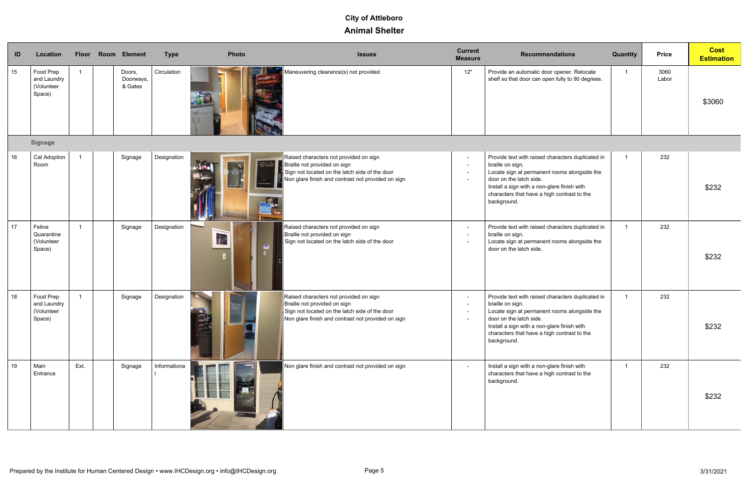# City of Attleboro

## Animal Shelter

| ID | Location | Floor | Room | Element | Type | Photo | Issues | Current Measure | Recommendations | Quantity | Price | Cost Estimation |
|---|---|---|---|---|---|---|---|---|---|---|---|---|
| 15 | Food Prep and Laundry (Volunteer Space) | 1 | | Doors, Doorways, & Gates | Circulation | | Maneuvering clearance(s) not provided | 12" | Provide an automatic door opener. Relocate shelf so that door can open fully to 90 degrees. | 1 | 3060 Labor | $3060 |
| | **Signage** | | | | | | | | | | | |
| 16 | Cat Adoption Room | 1 | | Signage | Designation | | Raised characters not provided on sign<br>Braille not provided on sign<br>Sign not located on the latch side of the door<br>Non glare finish and contrast not provided on sign | -<br>-<br>-<br>- | Provide text with raised characters duplicated in braille on sign.<br>Locate sign at permanent rooms alongside the door on the latch side.<br>Install a sign with a non-glare finish with characters that have a high contrast to the background. | 1 | 232 | $232 |
| 17 | Feline Quarantine (Volunteer Space) | 1 | | Signage | Designation | | Raised characters not provided on sign<br>Braille not provided on sign<br>Sign not located on the latch side of the door | -<br>-<br>- | Provide text with raised characters duplicated in braille on sign.<br>Locate sign at permanent rooms alongside the door on the latch side. | 1 | 232 | $232 |
| 18 | Food Prep and Laundry (Volunteer Space) | 1 | | Signage | Designation | | Raised characters not provided on sign<br>Braille not provided on sign<br>Sign not located on the latch side of the door<br>Non glare finish and contrast not provided on sign | -<br>-<br>-<br>- | Provide text with raised characters duplicated in braille on sign.<br>Locate sign at permanent rooms alongside the door on the latch side.<br>Install a sign with a non-glare finish with characters that have a high contrast to the background. | 1 | 232 | $232 |
| 19 | Main Entrance | Ext. | | Signage | Informational | | Non glare finish and contrast not provided on sign | - | Install a sign with a non-glare finish with characters that have a high contrast to the background. | 1 | 232 | $232 |

Prepared by the Institute for Human Centered Design • www.IHCDesign.org • info@IHCDesign.org

3/31/2021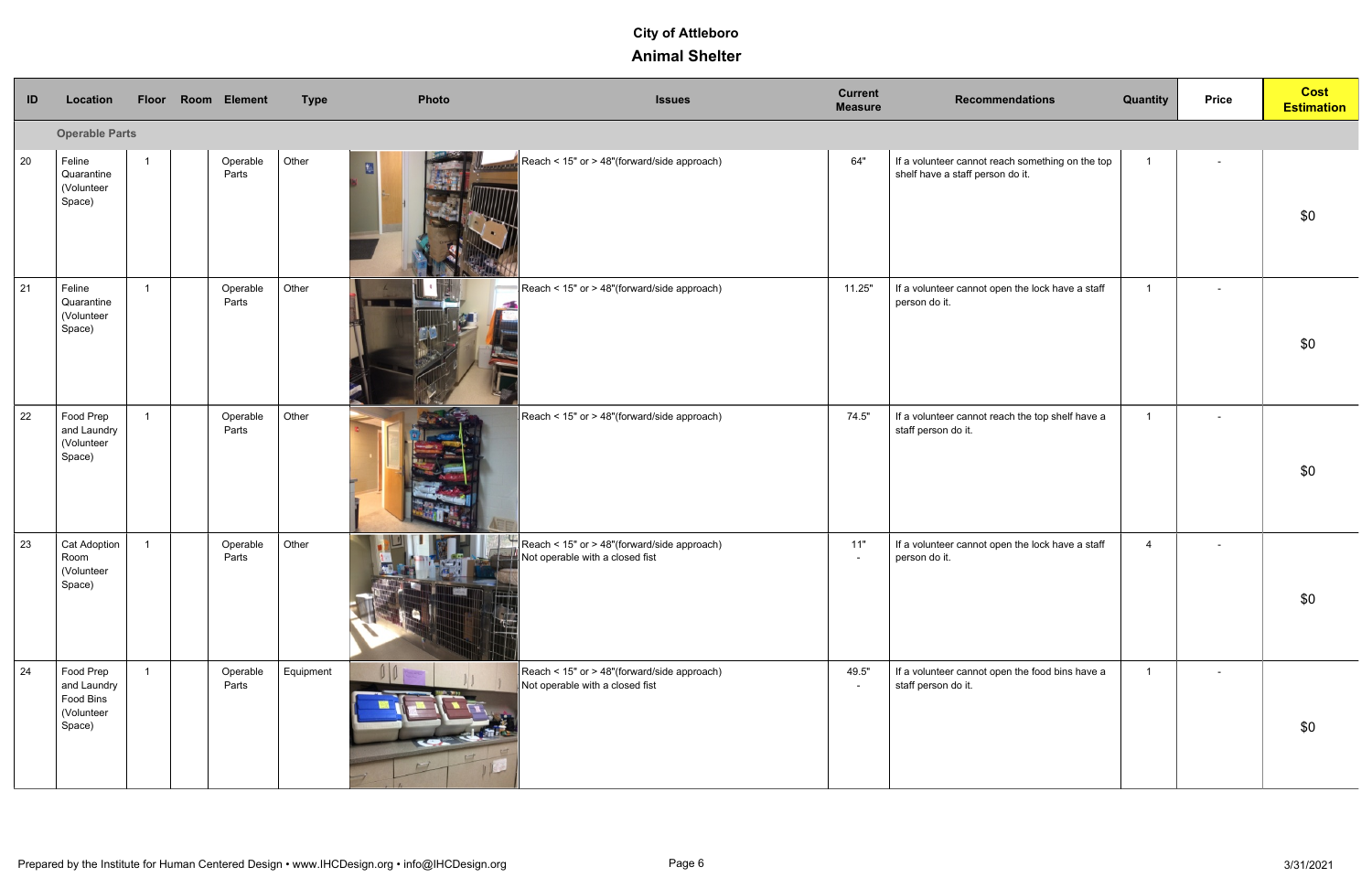# City of Attleboro

## Animal Shelter

| ID | Location | Floor | Room | Element | Type | Photo | Issues | Current Measure | Recommendations | Quantity | Price | Cost Estimation |
|---|---|---|---|---|---|---|---|---|---|---|---|---|
| | **Operable Parts** | | | | | | | | | | | |
| 20 | Feline Quarantine (Volunteer Space) | 1 | | Operable Parts | Other | | Reach < 15" or > 48"(forward/side approach) | 64" | If a volunteer cannot reach something on the top shelf have a staff person do it. | 1 | - | $0 |
| 21 | Feline Quarantine (Volunteer Space) | 1 | | Operable Parts | Other | | Reach < 15" or > 48"(forward/side approach) | 11.25" | If a volunteer cannot open the lock have a staff person do it. | 1 | - | $0 |
| 22 | Food Prep and Laundry (Volunteer Space) | 1 | | Operable Parts | Other | | Reach < 15" or > 48"(forward/side approach) | 74.5" | If a volunteer cannot reach the top shelf have a staff person do it. | 1 | - | $0 |
| 23 | Cat Adoption Room (Volunteer Space) | 1 | | Operable Parts | Other | | Reach < 15" or > 48"(forward/side approach)<br>Not operable with a closed fist | 11"<br>- | If a volunteer cannot open the lock have a staff person do it. | 4 | - | $0 |
| 24 | Food Prep and Laundry Food Bins (Volunteer Space) | 1 | | Operable Parts | Equipment | | Reach < 15" or > 48"(forward/side approach)<br>Not operable with a closed fist | 49.5"<br>- | If a volunteer cannot open the food bins have a staff person do it. | 1 | - | $0 |

Prepared by the Institute for Human Centered Design • www.IHCDesign.org • info@IHCDesign.org

3/31/2021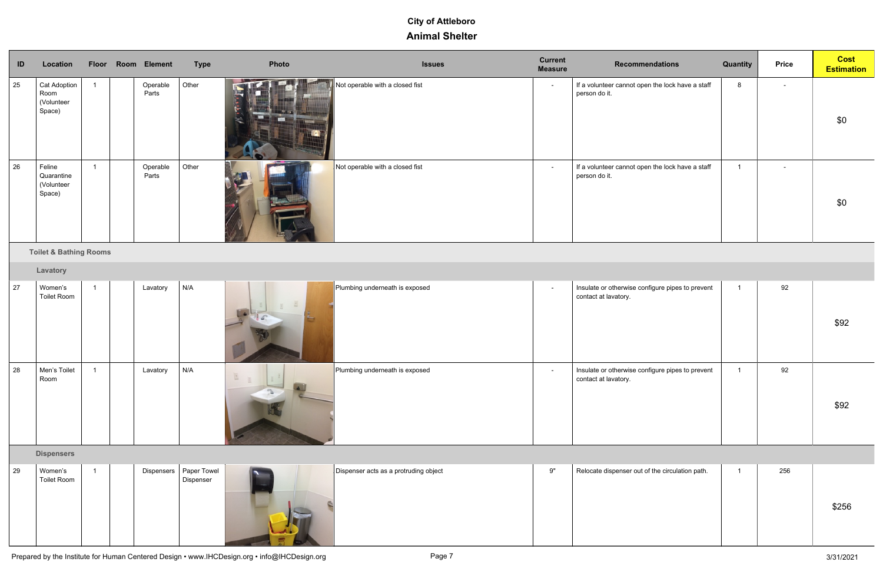# City of Attleboro

## Animal Shelter

| ID | Location | Floor | Room | Element | Type | Photo | Issues | Current Measure | Recommendations | Quantity | Price | Cost Estimation |
|---|---|---|---|---|---|---|---|---|---|---|---|---|
| 25 | Cat Adoption Room (Volunteer Space) | 1 | | Operable Parts | Other | | Not operable with a closed fist | - | If a volunteer cannot open the lock have a staff person do it. | 8 | - | $0 |
| 26 | Feline Quarantine (Volunteer Space) | 1 | | Operable Parts | Other | | Not operable with a closed fist | - | If a volunteer cannot open the lock have a staff person do it. | 1 | - | $0 |
| **Toilet & Bathing Rooms** | | | | | | | | | | | | |
| **Lavatory** | | | | | | | | | | | | |
| 27 | Women's Toilet Room | 1 | | Lavatory | N/A | | Plumbing underneath is exposed | - | Insulate or otherwise configure pipes to prevent contact at lavatory. | 1 | 92 | $92 |
| 28 | Men's Toilet Room | 1 | | Lavatory | N/A | | Plumbing underneath is exposed | - | Insulate or otherwise configure pipes to prevent contact at lavatory. | 1 | 92 | $92 |
| **Dispensers** | | | | | | | | | | | | |
| 29 | Women's Toilet Room | 1 | | Dispensers | Paper Towel Dispenser | | Dispenser acts as a protruding object | 9" | Relocate dispenser out of the circulation path. | 1 | 256 | $256 |

Prepared by the Institute for Human Centered Design • www.IHCDesign.org • info@IHCDesign.org

3/31/2021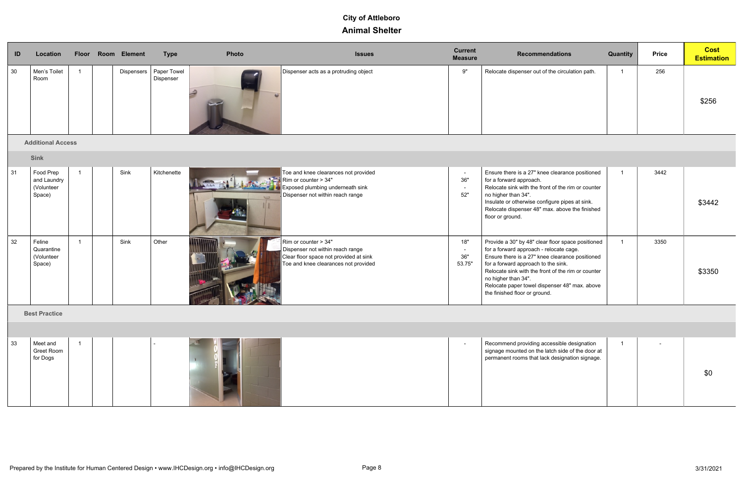# City of Attleboro

## Animal Shelter

| ID | Location | Floor | Room | Element | Type | Photo | Issues | Current Measure | Recommendations | Quantity | Price | Cost Estimation |
|---|---|---|---|---|---|---|---|---|---|---|---|---|
| 30 | Men's Toilet Room | 1 | | Dispensers | Paper Towel Dispenser | | Dispenser acts as a protruding object | 9" | Relocate dispenser out of the circulation path. | 1 | 256 | $256 |
| **Additional Access** | | | | | | | | | | | | |
| **Sink** | | | | | | | | | | | | |
| 31 | Food Prep and Laundry (Volunteer Space) | 1 | | Sink | Kitchenette | | Toe and knee clearances not provided<br>Rim or counter > 34"<br>Exposed plumbing underneath sink<br>Dispenser not within reach range | -<br>36"<br>-<br>52" | Ensure there is a 27" knee clearance positioned for a forward approach.<br>Relocate sink with the front of the rim or counter no higher than 34".<br>Insulate or otherwise configure pipes at sink.<br>Relocate dispenser 48" max. above the finished floor or ground. | 1 | 3442 | $3442 |
| 32 | Feline Quarantine (Volunteer Space) | 1 | | Sink | Other | | Rim or counter > 34"<br>Dispenser not within reach range<br>Clear floor space not provided at sink<br>Toe and knee clearances not provided | 18"<br>-<br>36"<br>53.75" | Provide a 30" by 48" clear floor space positioned for a forward approach - relocate cage.<br>Ensure there is a 27" knee clearance positioned for a forward approach to the sink.<br>Relocate sink with the front of the rim or counter no higher than 34".<br>Relocate paper towel dispenser 48" max. above the finished floor or ground. | 1 | 3350 | $3350 |
| **Best Practice** | | | | | | | | | | | | |
| 33 | Meet and Greet Room for Dogs | 1 | | | - | | | - | Recommend providing accessible designation signage mounted on the latch side of the door at permanent rooms that lack designation signage. | 1 | - | $0 |

Prepared by the Institute for Human Centered Design • www.IHCDesign.org • info@IHCDesign.org

3/31/2021